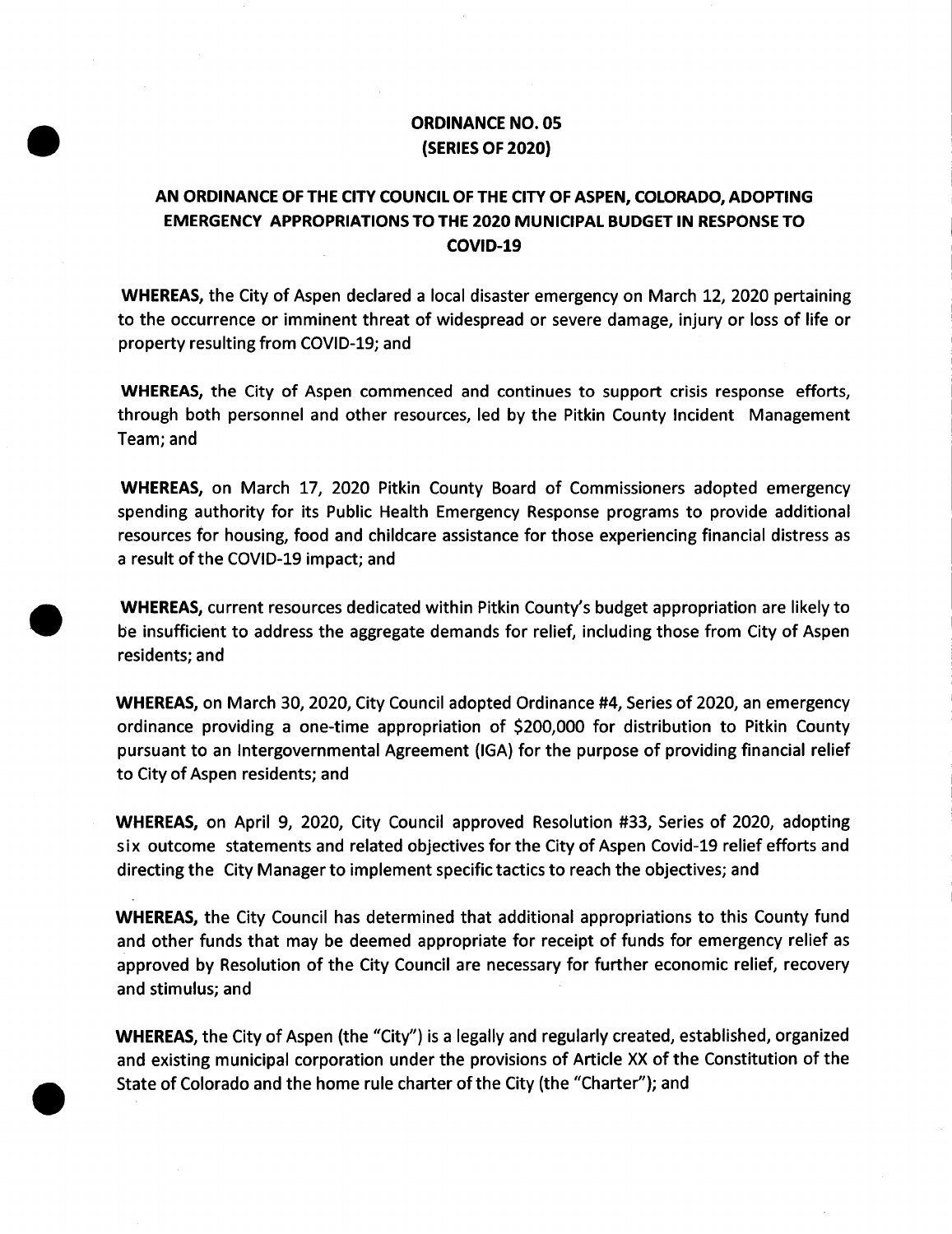**ORDINANCE NO. 05**
**(SERIES OF 2020)**

**AN ORDINANCE OF THE CITY COUNCIL OF THE CITY OF ASPEN, COLORADO, ADOPTING EMERGENCY APPROPRIATIONS TO THE 2020 MUNICIPAL BUDGET IN RESPONSE TO COVID-19**

**WHEREAS,** the City of Aspen declared a local disaster emergency on March 12, 2020 pertaining to the occurrence or imminent threat of widespread or severe damage, injury or loss of life or property resulting from COVID-19; and

**WHEREAS,** the City of Aspen commenced and continues to support crisis response efforts, through both personnel and other resources, led by the Pitkin County Incident Management Team; and

**WHEREAS,** on March 17, 2020 Pitkin County Board of Commissioners adopted emergency spending authority for its Public Health Emergency Response programs to provide additional resources for housing, food and childcare assistance for those experiencing financial distress as a result of the COVID-19 impact; and

**WHEREAS,** current resources dedicated within Pitkin County's budget appropriation are likely to be insufficient to address the aggregate demands for relief, including those from City of Aspen residents; and

**WHEREAS,** on March 30, 2020, City Council adopted Ordinance #4, Series of 2020, an emergency ordinance providing a one-time appropriation of $200,000 for distribution to Pitkin County pursuant to an Intergovernmental Agreement (IGA) for the purpose of providing financial relief to City of Aspen residents; and

**WHEREAS,** on April 9, 2020, City Council approved Resolution #33, Series of 2020, adopting six outcome statements and related objectives for the City of Aspen Covid-19 relief efforts and directing the City Manager to implement specific tactics to reach the objectives; and

**WHEREAS,** the City Council has determined that additional appropriations to this County fund and other funds that may be deemed appropriate for receipt of funds for emergency relief as approved by Resolution of the City Council are necessary for further economic relief, recovery and stimulus; and

**WHEREAS,** the City of Aspen (the "City") is a legally and regularly created, established, organized and existing municipal corporation under the provisions of Article XX of the Constitution of the State of Colorado and the home rule charter of the City (the "Charter"); and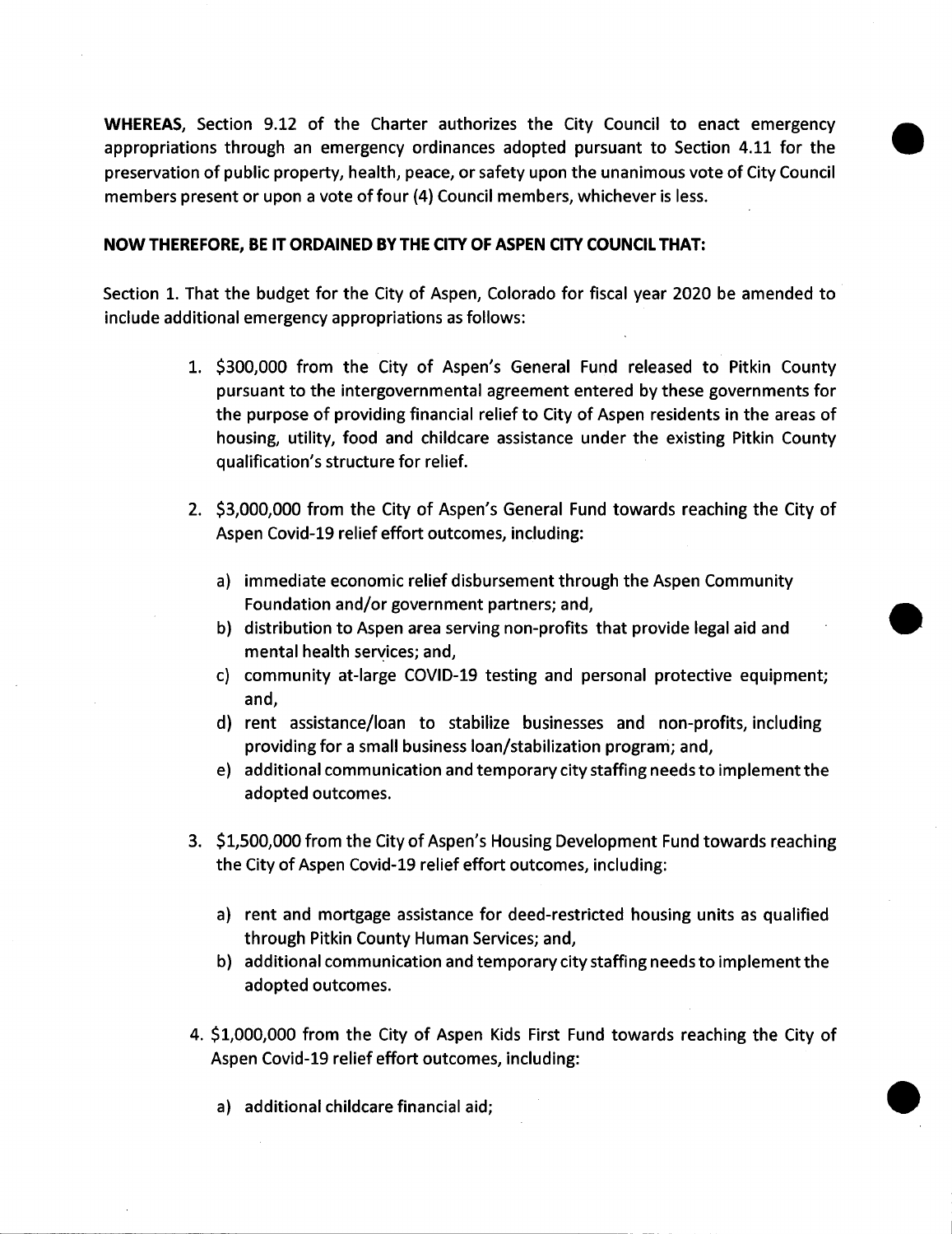**WHEREAS**, Section 9.12 of the Charter authorizes the City Council to enact emergency appropriations through an emergency ordinances adopted pursuant to Section 4.11 for the preservation of public property, health, peace, or safety upon the unanimous vote of City Council members present or upon a vote of four (4) Council members, whichever is less.

**NOW THEREFORE, BE IT ORDAINED BY THE CITY OF ASPEN CITY COUNCIL THAT:**

Section 1. That the budget for the City of Aspen, Colorado for fiscal year 2020 be amended to include additional emergency appropriations as follows:

1. $300,000 from the City of Aspen's General Fund released to Pitkin County pursuant to the intergovernmental agreement entered by these governments for the purpose of providing financial relief to City of Aspen residents in the areas of housing, utility, food and childcare assistance under the existing Pitkin County qualification's structure for relief.

2. $3,000,000 from the City of Aspen's General Fund towards reaching the City of Aspen Covid-19 relief effort outcomes, including:

   a) immediate economic relief disbursement through the Aspen Community Foundation and/or government partners; and,
   b) distribution to Aspen area serving non-profits that provide legal aid and mental health services; and,
   c) community at-large COVID-19 testing and personal protective equipment; and,
   d) rent assistance/loan to stabilize businesses and non-profits, including providing for a small business loan/stabilization program; and,
   e) additional communication and temporary city staffing needs to implement the adopted outcomes.

3. $1,500,000 from the City of Aspen's Housing Development Fund towards reaching the City of Aspen Covid-19 relief effort outcomes, including:

   a) rent and mortgage assistance for deed-restricted housing units as qualified through Pitkin County Human Services; and,
   b) additional communication and temporary city staffing needs to implement the adopted outcomes.

4. $1,000,000 from the City of Aspen Kids First Fund towards reaching the City of Aspen Covid-19 relief effort outcomes, including:

   a) additional childcare financial aid;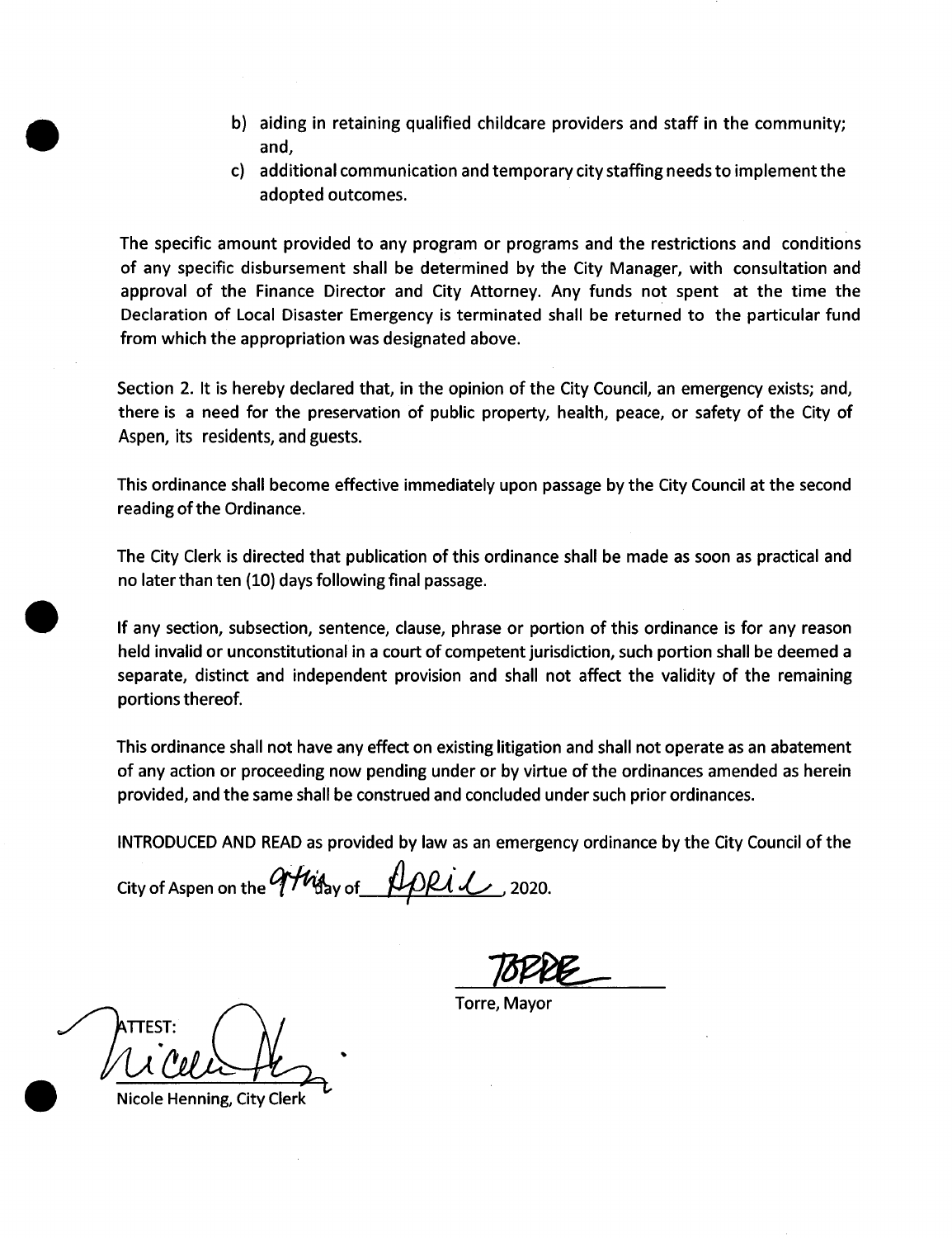b) aiding in retaining qualified childcare providers and staff in the community; and,

c) additional communication and temporary city staffing needs to implement the adopted outcomes.

The specific amount provided to any program or programs and the restrictions and conditions of any specific disbursement shall be determined by the City Manager, with consultation and approval of the Finance Director and City Attorney. Any funds not spent at the time the Declaration of Local Disaster Emergency is terminated shall be returned to the particular fund from which the appropriation was designated above.

Section 2. It is hereby declared that, in the opinion of the City Council, an emergency exists; and, there is a need for the preservation of public property, health, peace, or safety of the City of Aspen, its residents, and guests.

This ordinance shall become effective immediately upon passage by the City Council at the second reading of the Ordinance.

The City Clerk is directed that publication of this ordinance shall be made as soon as practical and no later than ten (10) days following final passage.

If any section, subsection, sentence, clause, phrase or portion of this ordinance is for any reason held invalid or unconstitutional in a court of competent jurisdiction, such portion shall be deemed a separate, distinct and independent provision and shall not affect the validity of the remaining portions thereof.

This ordinance shall not have any effect on existing litigation and shall not operate as an abatement of any action or proceeding now pending under or by virtue of the ordinances amended as herein provided, and the same shall be construed and concluded under such prior ordinances.

INTRODUCED AND READ as provided by law as an emergency ordinance by the City Council of the City of Aspen on the 9th day of April, 2020.

TORRE

Torre, Mayor

ATTEST:

Nicole Henning, City Clerk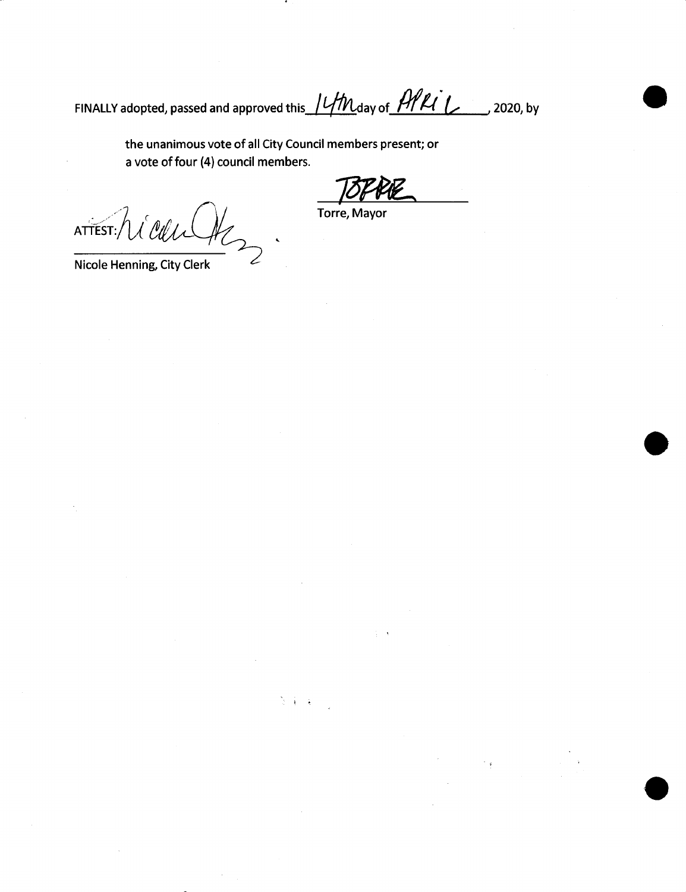FINALLY adopted, passed and approved this 14th day of April, 2020, by

the unanimous vote of all City Council members present; or
a vote of four (4) council members.

TORRE

Torre, Mayor

ATTEST: Nicole H

Nicole Henning, City Clerk